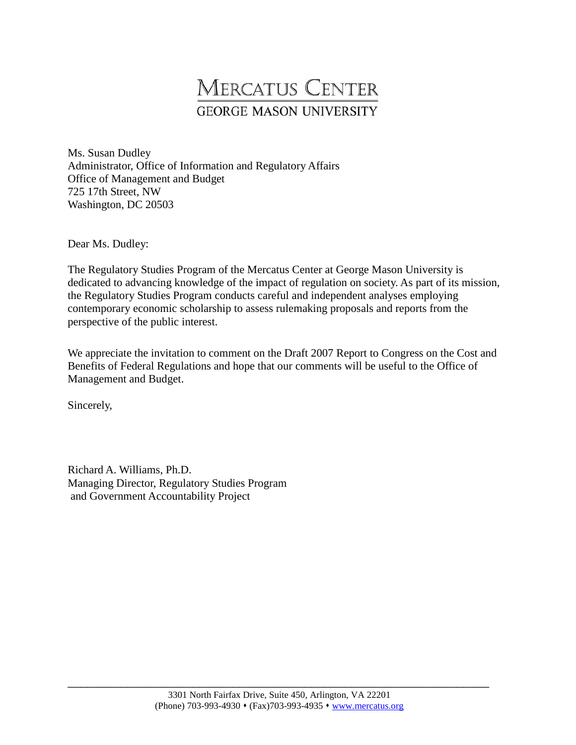# MERCATUS CENTER
## GEORGE MASON UNIVERSITY

Ms. Susan Dudley
Administrator, Office of Information and Regulatory Affairs
Office of Management and Budget
725 17th Street, NW
Washington, DC 20503

Dear Ms. Dudley:

The Regulatory Studies Program of the Mercatus Center at George Mason University is dedicated to advancing knowledge of the impact of regulation on society. As part of its mission, the Regulatory Studies Program conducts careful and independent analyses employing contemporary economic scholarship to assess rulemaking proposals and reports from the perspective of the public interest.

We appreciate the invitation to comment on the Draft 2007 Report to Congress on the Cost and Benefits of Federal Regulations and hope that our comments will be useful to the Office of Management and Budget.

Sincerely,

Richard A. Williams, Ph.D.
Managing Director, Regulatory Studies Program
and Government Accountability Project

3301 North Fairfax Drive, Suite 450, Arlington, VA 22201
(Phone) 703-993-4930 • (Fax)703-993-4935 • www.mercatus.org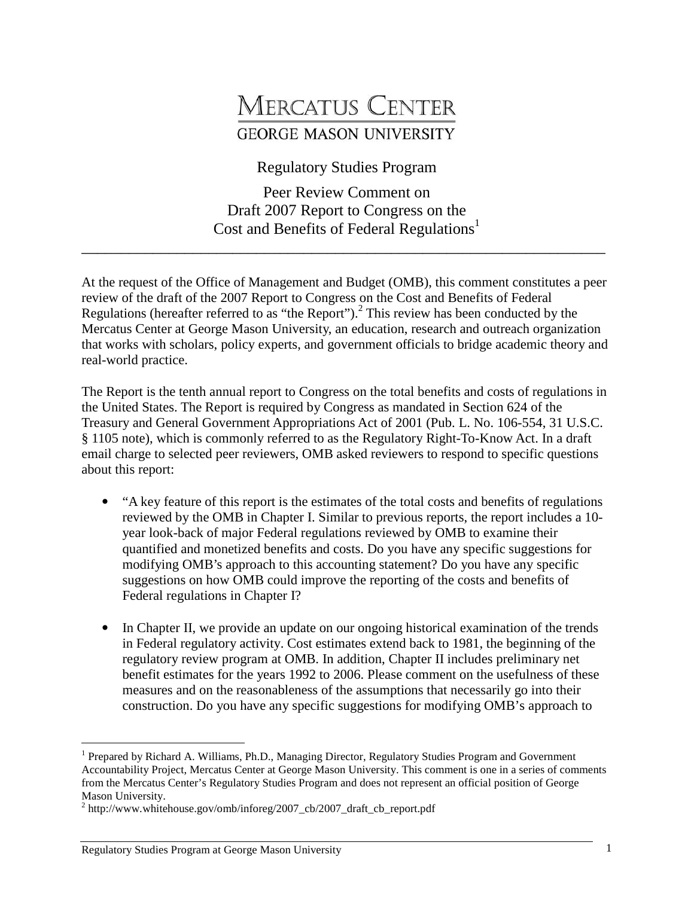# MERCATUS CENTER
## GEORGE MASON UNIVERSITY

Regulatory Studies Program

Peer Review Comment on
Draft 2007 Report to Congress on the
Cost and Benefits of Federal Regulations[1]

---

At the request of the Office of Management and Budget (OMB), this comment constitutes a peer review of the draft of the 2007 Report to Congress on the Cost and Benefits of Federal Regulations (hereafter referred to as "the Report").[2] This review has been conducted by the Mercatus Center at George Mason University, an education, research and outreach organization that works with scholars, policy experts, and government officials to bridge academic theory and real-world practice.

The Report is the tenth annual report to Congress on the total benefits and costs of regulations in the United States. The Report is required by Congress as mandated in Section 624 of the Treasury and General Government Appropriations Act of 2001 (Pub. L. No. 106-554, 31 U.S.C. § 1105 note), which is commonly referred to as the Regulatory Right-To-Know Act. In a draft email charge to selected peer reviewers, OMB asked reviewers to respond to specific questions about this report:

- "A key feature of this report is the estimates of the total costs and benefits of regulations reviewed by the OMB in Chapter I. Similar to previous reports, the report includes a 10-year look-back of major Federal regulations reviewed by OMB to examine their quantified and monetized benefits and costs. Do you have any specific suggestions for modifying OMB's approach to this accounting statement? Do you have any specific suggestions on how OMB could improve the reporting of the costs and benefits of Federal regulations in Chapter I?

- In Chapter II, we provide an update on our ongoing historical examination of the trends in Federal regulatory activity. Cost estimates extend back to 1981, the beginning of the regulatory review program at OMB. In addition, Chapter II includes preliminary net benefit estimates for the years 1992 to 2006. Please comment on the usefulness of these measures and on the reasonableness of the assumptions that necessarily go into their construction. Do you have any specific suggestions for modifying OMB's approach to

---

[1] Prepared by Richard A. Williams, Ph.D., Managing Director, Regulatory Studies Program and Government Accountability Project, Mercatus Center at George Mason University. This comment is one in a series of comments from the Mercatus Center's Regulatory Studies Program and does not represent an official position of George Mason University.

[2] http://www.whitehouse.gov/omb/inforeg/2007_cb/2007_draft_cb_report.pdf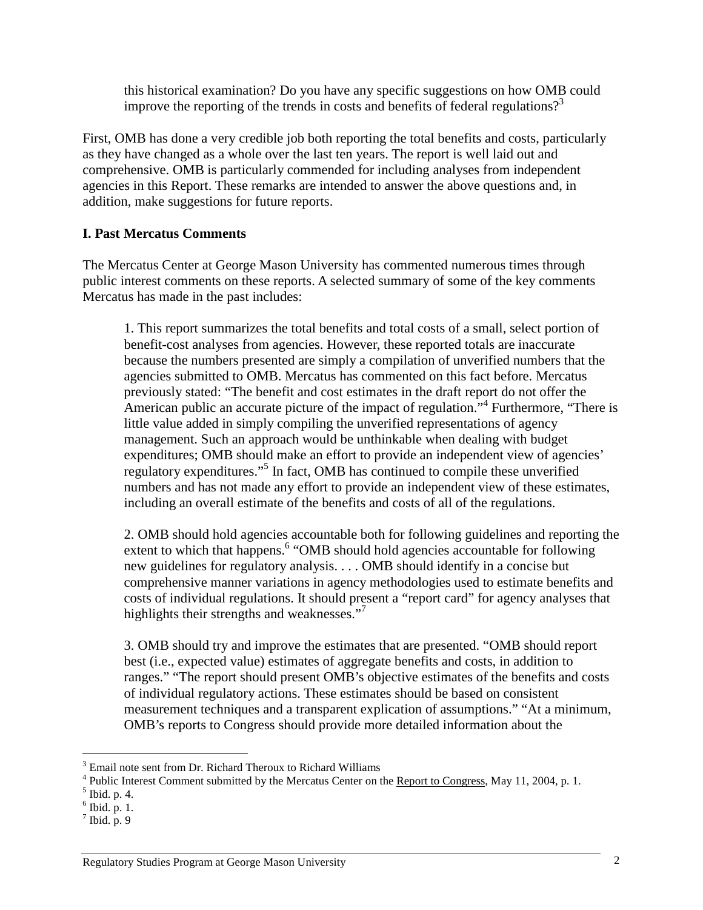> this historical examination? Do you have any specific suggestions on how OMB could improve the reporting of the trends in costs and benefits of federal regulations?[3]

First, OMB has done a very credible job both reporting the total benefits and costs, particularly as they have changed as a whole over the last ten years. The report is well laid out and comprehensive. OMB is particularly commended for including analyses from independent agencies in this Report. These remarks are intended to answer the above questions and, in addition, make suggestions for future reports.

## I. Past Mercatus Comments

The Mercatus Center at George Mason University has commented numerous times through public interest comments on these reports. A selected summary of some of the key comments Mercatus has made in the past includes:

> 1. This report summarizes the total benefits and total costs of a small, select portion of benefit-cost analyses from agencies. However, these reported totals are inaccurate because the numbers presented are simply a compilation of unverified numbers that the agencies submitted to OMB. Mercatus has commented on this fact before. Mercatus previously stated: "The benefit and cost estimates in the draft report do not offer the American public an accurate picture of the impact of regulation."[4] Furthermore, "There is little value added in simply compiling the unverified representations of agency management. Such an approach would be unthinkable when dealing with budget expenditures; OMB should make an effort to provide an independent view of agencies' regulatory expenditures."[5] In fact, OMB has continued to compile these unverified numbers and has not made any effort to provide an independent view of these estimates, including an overall estimate of the benefits and costs of all of the regulations.
>
> 2. OMB should hold agencies accountable both for following guidelines and reporting the extent to which that happens.[6] "OMB should hold agencies accountable for following new guidelines for regulatory analysis. . . . OMB should identify in a concise but comprehensive manner variations in agency methodologies used to estimate benefits and costs of individual regulations. It should present a "report card" for agency analyses that highlights their strengths and weaknesses."[7]
>
> 3. OMB should try and improve the estimates that are presented. "OMB should report best (i.e., expected value) estimates of aggregate benefits and costs, in addition to ranges." "The report should present OMB's objective estimates of the benefits and costs of individual regulatory actions. These estimates should be based on consistent measurement techniques and a transparent explication of assumptions." "At a minimum, OMB's reports to Congress should provide more detailed information about the

---

[3] Email note sent from Dr. Richard Theroux to Richard Williams

[4] Public Interest Comment submitted by the Mercatus Center on the Report to Congress, May 11, 2004, p. 1.

[5] Ibid. p. 4.

[6] Ibid. p. 1.

[7] Ibid. p. 9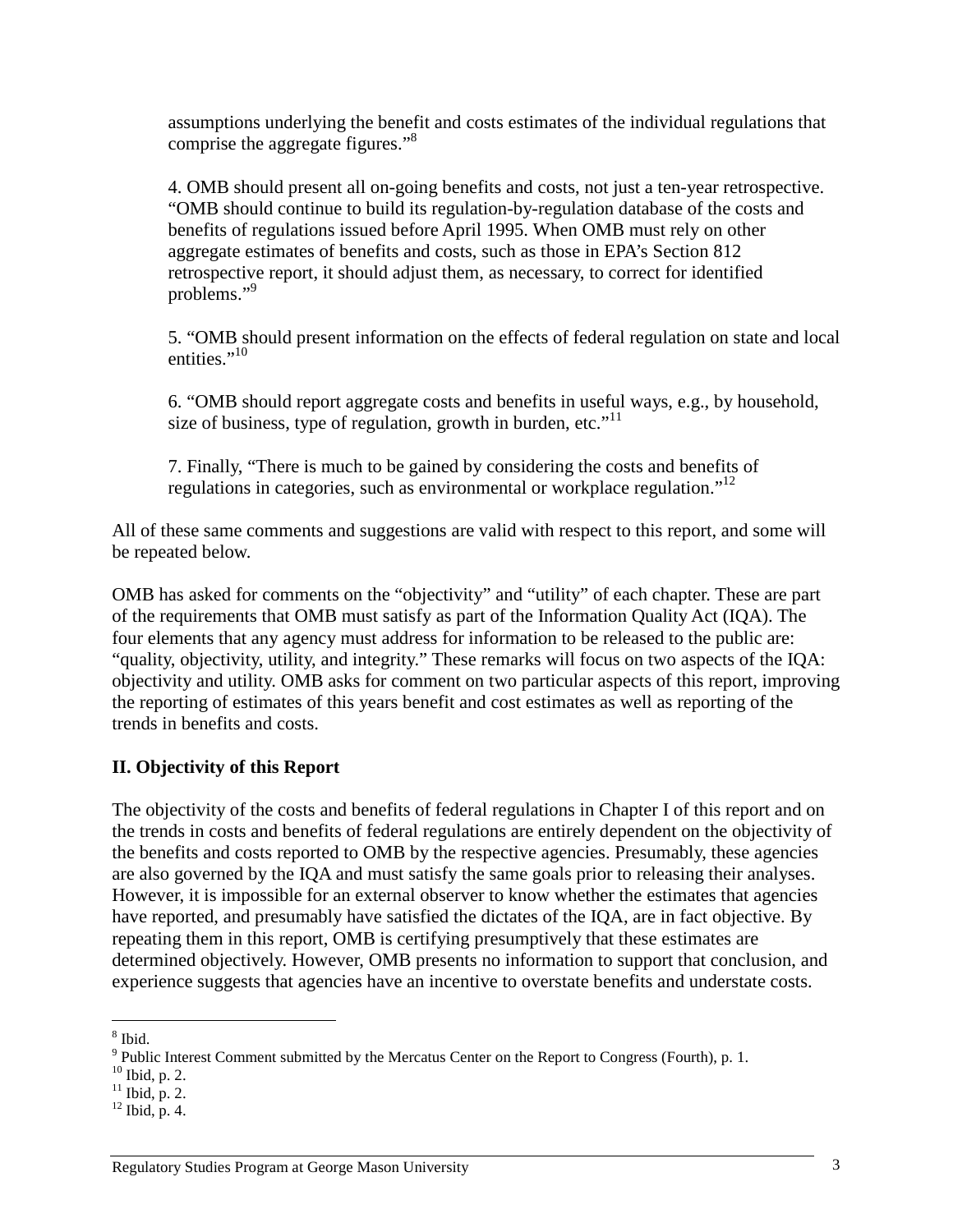assumptions underlying the benefit and costs estimates of the individual regulations that comprise the aggregate figures."[8]

4. OMB should present all on-going benefits and costs, not just a ten-year retrospective. "OMB should continue to build its regulation-by-regulation database of the costs and benefits of regulations issued before April 1995. When OMB must rely on other aggregate estimates of benefits and costs, such as those in EPA's Section 812 retrospective report, it should adjust them, as necessary, to correct for identified problems."[9]

5. "OMB should present information on the effects of federal regulation on state and local entities."[10]

6. "OMB should report aggregate costs and benefits in useful ways, e.g., by household, size of business, type of regulation, growth in burden, etc."[11]

7. Finally, "There is much to be gained by considering the costs and benefits of regulations in categories, such as environmental or workplace regulation."[12]

All of these same comments and suggestions are valid with respect to this report, and some will be repeated below.

OMB has asked for comments on the "objectivity" and "utility" of each chapter. These are part of the requirements that OMB must satisfy as part of the Information Quality Act (IQA). The four elements that any agency must address for information to be released to the public are: "quality, objectivity, utility, and integrity." These remarks will focus on two aspects of the IQA: objectivity and utility. OMB asks for comment on two particular aspects of this report, improving the reporting of estimates of this years benefit and cost estimates as well as reporting of the trends in benefits and costs.

## II. Objectivity of this Report

The objectivity of the costs and benefits of federal regulations in Chapter I of this report and on the trends in costs and benefits of federal regulations are entirely dependent on the objectivity of the benefits and costs reported to OMB by the respective agencies. Presumably, these agencies are also governed by the IQA and must satisfy the same goals prior to releasing their analyses. However, it is impossible for an external observer to know whether the estimates that agencies have reported, and presumably have satisfied the dictates of the IQA, are in fact objective. By repeating them in this report, OMB is certifying presumptively that these estimates are determined objectively. However, OMB presents no information to support that conclusion, and experience suggests that agencies have an incentive to overstate benefits and understate costs.

---

[8] Ibid.

[9] Public Interest Comment submitted by the Mercatus Center on the Report to Congress (Fourth), p. 1.

[10] Ibid, p. 2.

[11] Ibid, p. 2.

[12] Ibid, p. 4.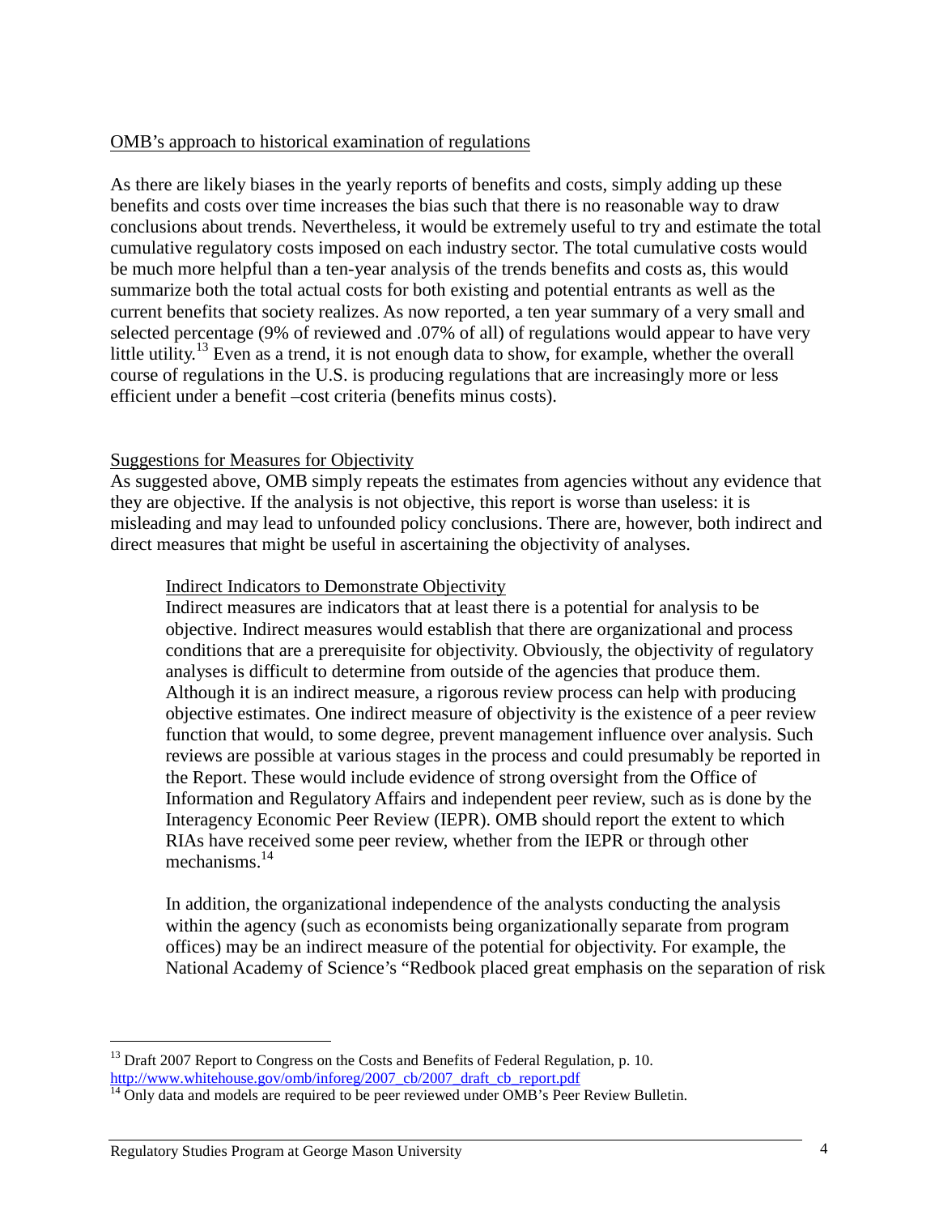OMB's approach to historical examination of regulations

As there are likely biases in the yearly reports of benefits and costs, simply adding up these benefits and costs over time increases the bias such that there is no reasonable way to draw conclusions about trends. Nevertheless, it would be extremely useful to try and estimate the total cumulative regulatory costs imposed on each industry sector. The total cumulative costs would be much more helpful than a ten-year analysis of the trends benefits and costs as, this would summarize both the total actual costs for both existing and potential entrants as well as the current benefits that society realizes. As now reported, a ten year summary of a very small and selected percentage (9% of reviewed and .07% of all) of regulations would appear to have very little utility.[13] Even as a trend, it is not enough data to show, for example, whether the overall course of regulations in the U.S. is producing regulations that are increasingly more or less efficient under a benefit –cost criteria (benefits minus costs).

Suggestions for Measures for Objectivity

As suggested above, OMB simply repeats the estimates from agencies without any evidence that they are objective. If the analysis is not objective, this report is worse than useless: it is misleading and may lead to unfounded policy conclusions. There are, however, both indirect and direct measures that might be useful in ascertaining the objectivity of analyses.

Indirect Indicators to Demonstrate Objectivity

Indirect measures are indicators that at least there is a potential for analysis to be objective. Indirect measures would establish that there are organizational and process conditions that are a prerequisite for objectivity. Obviously, the objectivity of regulatory analyses is difficult to determine from outside of the agencies that produce them. Although it is an indirect measure, a rigorous review process can help with producing objective estimates. One indirect measure of objectivity is the existence of a peer review function that would, to some degree, prevent management influence over analysis. Such reviews are possible at various stages in the process and could presumably be reported in the Report. These would include evidence of strong oversight from the Office of Information and Regulatory Affairs and independent peer review, such as is done by the Interagency Economic Peer Review (IEPR). OMB should report the extent to which RIAs have received some peer review, whether from the IEPR or through other mechanisms.[14]

In addition, the organizational independence of the analysts conducting the analysis within the agency (such as economists being organizationally separate from program offices) may be an indirect measure of the potential for objectivity. For example, the National Academy of Science's "Redbook placed great emphasis on the separation of risk

[13] Draft 2007 Report to Congress on the Costs and Benefits of Federal Regulation, p. 10. http://www.whitehouse.gov/omb/inforeg/2007_cb/2007_draft_cb_report.pdf

[14] Only data and models are required to be peer reviewed under OMB's Peer Review Bulletin.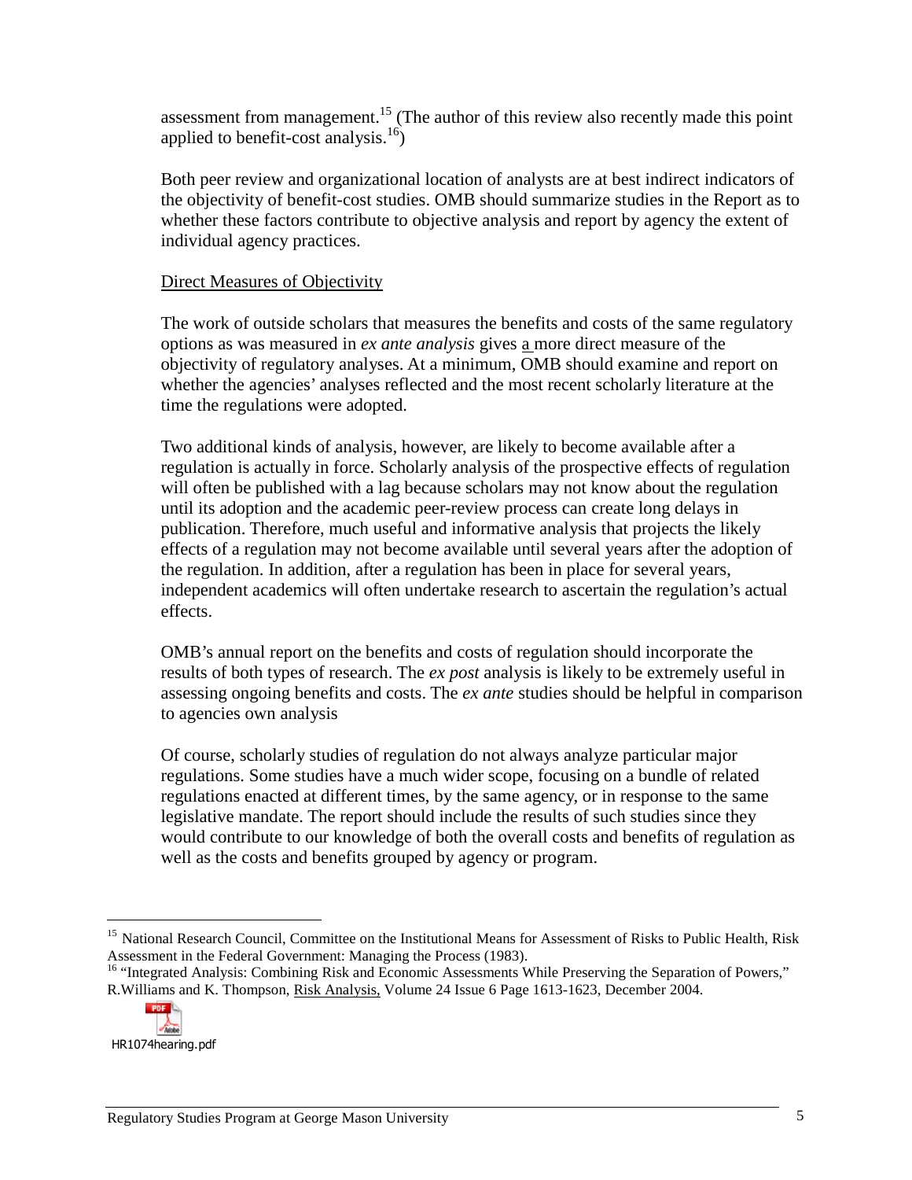assessment from management.[15] (The author of this review also recently made this point applied to benefit-cost analysis.[16])

Both peer review and organizational location of analysts are at best indirect indicators of the objectivity of benefit-cost studies. OMB should summarize studies in the Report as to whether these factors contribute to objective analysis and report by agency the extent of individual agency practices.

Direct Measures of Objectivity

The work of outside scholars that measures the benefits and costs of the same regulatory options as was measured in *ex ante analysis* gives a more direct measure of the objectivity of regulatory analyses. At a minimum, OMB should examine and report on whether the agencies' analyses reflected and the most recent scholarly literature at the time the regulations were adopted.

Two additional kinds of analysis, however, are likely to become available after a regulation is actually in force. Scholarly analysis of the prospective effects of regulation will often be published with a lag because scholars may not know about the regulation until its adoption and the academic peer-review process can create long delays in publication. Therefore, much useful and informative analysis that projects the likely effects of a regulation may not become available until several years after the adoption of the regulation. In addition, after a regulation has been in place for several years, independent academics will often undertake research to ascertain the regulation's actual effects.

OMB's annual report on the benefits and costs of regulation should incorporate the results of both types of research. The *ex post* analysis is likely to be extremely useful in assessing ongoing benefits and costs. The *ex ante* studies should be helpful in comparison to agencies own analysis

Of course, scholarly studies of regulation do not always analyze particular major regulations. Some studies have a much wider scope, focusing on a bundle of related regulations enacted at different times, by the same agency, or in response to the same legislative mandate. The report should include the results of such studies since they would contribute to our knowledge of both the overall costs and benefits of regulation as well as the costs and benefits grouped by agency or program.

---

[15] National Research Council, Committee on the Institutional Means for Assessment of Risks to Public Health, Risk Assessment in the Federal Government: Managing the Process (1983).

[16] "Integrated Analysis: Combining Risk and Economic Assessments While Preserving the Separation of Powers," R.Williams and K. Thompson, Risk Analysis, Volume 24 Issue 6 Page 1613-1623, December 2004.

HR1074hearing.pdf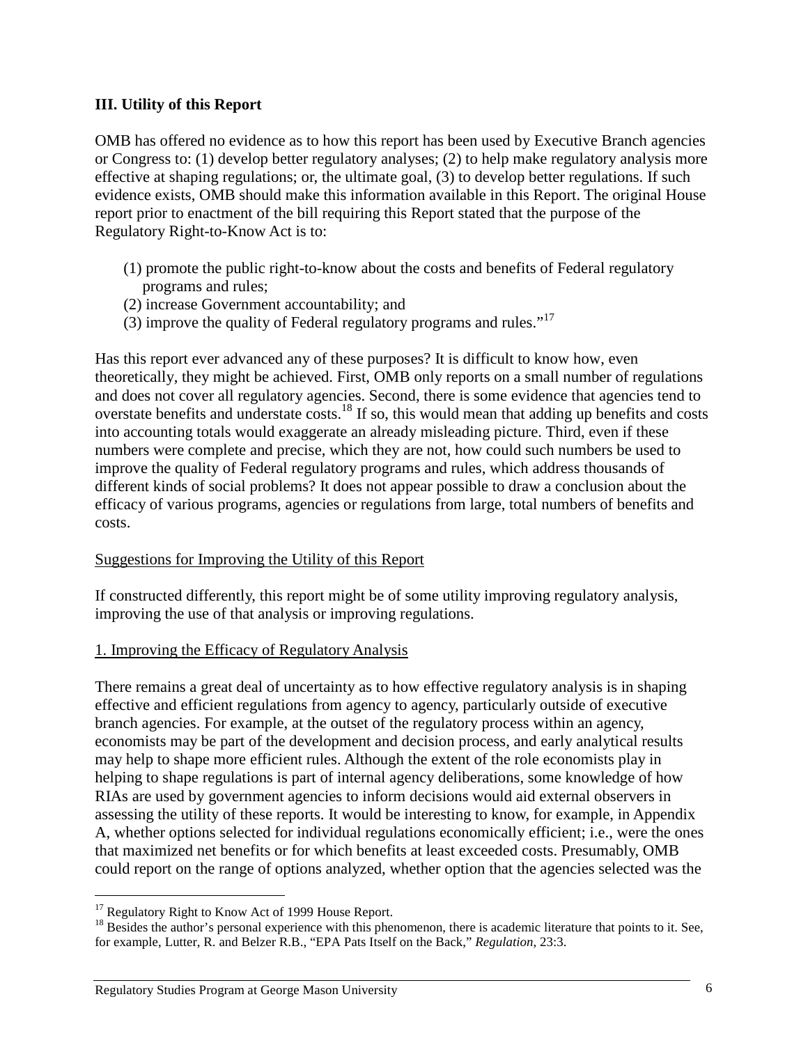## III. Utility of this Report

OMB has offered no evidence as to how this report has been used by Executive Branch agencies or Congress to: (1) develop better regulatory analyses; (2) to help make regulatory analysis more effective at shaping regulations; or, the ultimate goal, (3) to develop better regulations. If such evidence exists, OMB should make this information available in this Report. The original House report prior to enactment of the bill requiring this Report stated that the purpose of the Regulatory Right-to-Know Act is to:

(1) promote the public right-to-know about the costs and benefits of Federal regulatory programs and rules;
(2) increase Government accountability; and
(3) improve the quality of Federal regulatory programs and rules."[17]

Has this report ever advanced any of these purposes? It is difficult to know how, even theoretically, they might be achieved. First, OMB only reports on a small number of regulations and does not cover all regulatory agencies. Second, there is some evidence that agencies tend to overstate benefits and understate costs.[18] If so, this would mean that adding up benefits and costs into accounting totals would exaggerate an already misleading picture. Third, even if these numbers were complete and precise, which they are not, how could such numbers be used to improve the quality of Federal regulatory programs and rules, which address thousands of different kinds of social problems? It does not appear possible to draw a conclusion about the efficacy of various programs, agencies or regulations from large, total numbers of benefits and costs.

<u>Suggestions for Improving the Utility of this Report</u>

If constructed differently, this report might be of some utility improving regulatory analysis, improving the use of that analysis or improving regulations.

<u>1. Improving the Efficacy of Regulatory Analysis</u>

There remains a great deal of uncertainty as to how effective regulatory analysis is in shaping effective and efficient regulations from agency to agency, particularly outside of executive branch agencies. For example, at the outset of the regulatory process within an agency, economists may be part of the development and decision process, and early analytical results may help to shape more efficient rules. Although the extent of the role economists play in helping to shape regulations is part of internal agency deliberations, some knowledge of how RIAs are used by government agencies to inform decisions would aid external observers in assessing the utility of these reports. It would be interesting to know, for example, in Appendix A, whether options selected for individual regulations economically efficient; i.e., were the ones that maximized net benefits or for which benefits at least exceeded costs. Presumably, OMB could report on the range of options analyzed, whether option that the agencies selected was the

---

[17] Regulatory Right to Know Act of 1999 House Report.

[18] Besides the author's personal experience with this phenomenon, there is academic literature that points to it. See, for example, Lutter, R. and Belzer R.B., "EPA Pats Itself on the Back," *Regulation*, 23:3.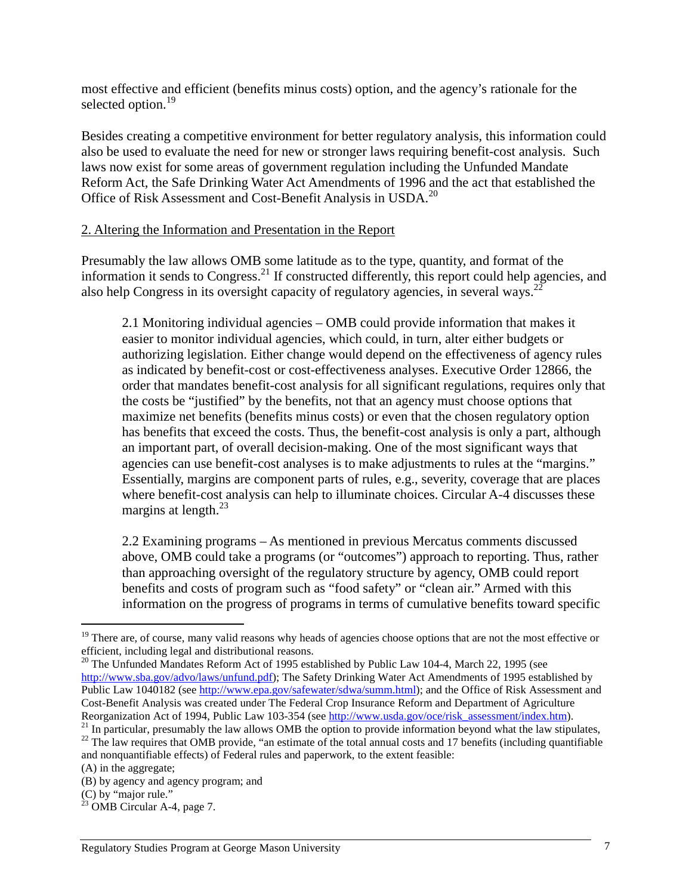most effective and efficient (benefits minus costs) option, and the agency's rationale for the selected option.[19]

Besides creating a competitive environment for better regulatory analysis, this information could also be used to evaluate the need for new or stronger laws requiring benefit-cost analysis. Such laws now exist for some areas of government regulation including the Unfunded Mandate Reform Act, the Safe Drinking Water Act Amendments of 1996 and the act that established the Office of Risk Assessment and Cost-Benefit Analysis in USDA.[20]

2. Altering the Information and Presentation in the Report

Presumably the law allows OMB some latitude as to the type, quantity, and format of the information it sends to Congress.[21] If constructed differently, this report could help agencies, and also help Congress in its oversight capacity of regulatory agencies, in several ways.[22]

> 2.1 Monitoring individual agencies – OMB could provide information that makes it easier to monitor individual agencies, which could, in turn, alter either budgets or authorizing legislation. Either change would depend on the effectiveness of agency rules as indicated by benefit-cost or cost-effectiveness analyses. Executive Order 12866, the order that mandates benefit-cost analysis for all significant regulations, requires only that the costs be "justified" by the benefits, not that an agency must choose options that maximize net benefits (benefits minus costs) or even that the chosen regulatory option has benefits that exceed the costs. Thus, the benefit-cost analysis is only a part, although an important part, of overall decision-making. One of the most significant ways that agencies can use benefit-cost analyses is to make adjustments to rules at the "margins." Essentially, margins are component parts of rules, e.g., severity, coverage that are places where benefit-cost analysis can help to illuminate choices. Circular A-4 discusses these margins at length.[23]
>
> 2.2 Examining programs – As mentioned in previous Mercatus comments discussed above, OMB could take a programs (or "outcomes") approach to reporting. Thus, rather than approaching oversight of the regulatory structure by agency, OMB could report benefits and costs of program such as "food safety" or "clean air." Armed with this information on the progress of programs in terms of cumulative benefits toward specific

---

[19] There are, of course, many valid reasons why heads of agencies choose options that are not the most effective or efficient, including legal and distributional reasons.

[20] The Unfunded Mandates Reform Act of 1995 established by Public Law 104-4, March 22, 1995 (see http://www.sba.gov/advo/laws/unfund.pdf); The Safety Drinking Water Act Amendments of 1995 established by Public Law 1040182 (see http://www.epa.gov/safewater/sdwa/summ.html); and the Office of Risk Assessment and Cost-Benefit Analysis was created under The Federal Crop Insurance Reform and Department of Agriculture Reorganization Act of 1994, Public Law 103-354 (see http://www.usda.gov/oce/risk_assessment/index.htm).

[21] In particular, presumably the law allows OMB the option to provide information beyond what the law stipulates,

[22] The law requires that OMB provide, "an estimate of the total annual costs and 17 benefits (including quantifiable and nonquantifiable effects) of Federal rules and paperwork, to the extent feasible:
(A) in the aggregate;
(B) by agency and agency program; and
(C) by "major rule."

[23] OMB Circular A-4, page 7.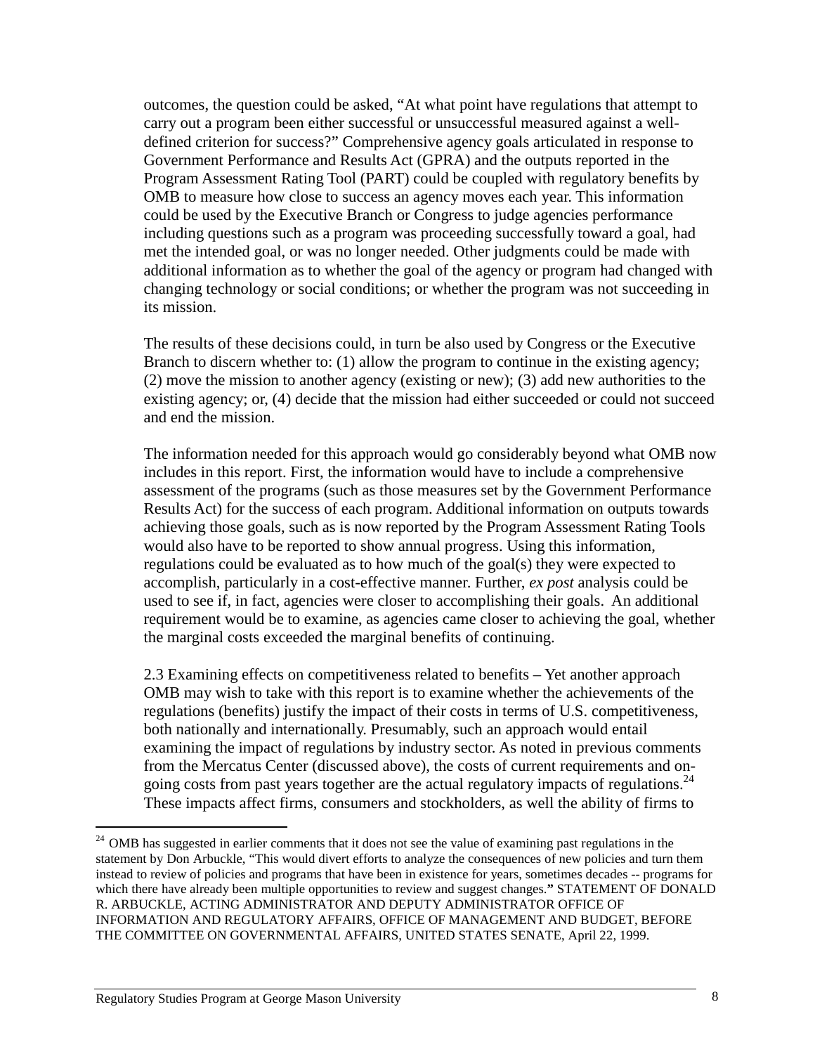outcomes, the question could be asked, “At what point have regulations that attempt to carry out a program been either successful or unsuccessful measured against a well-defined criterion for success?” Comprehensive agency goals articulated in response to Government Performance and Results Act (GPRA) and the outputs reported in the Program Assessment Rating Tool (PART) could be coupled with regulatory benefits by OMB to measure how close to success an agency moves each year. This information could be used by the Executive Branch or Congress to judge agencies performance including questions such as a program was proceeding successfully toward a goal, had met the intended goal, or was no longer needed. Other judgments could be made with additional information as to whether the goal of the agency or program had changed with changing technology or social conditions; or whether the program was not succeeding in its mission.

The results of these decisions could, in turn be also used by Congress or the Executive Branch to discern whether to: (1) allow the program to continue in the existing agency; (2) move the mission to another agency (existing or new); (3) add new authorities to the existing agency; or, (4) decide that the mission had either succeeded or could not succeed and end the mission.

The information needed for this approach would go considerably beyond what OMB now includes in this report. First, the information would have to include a comprehensive assessment of the programs (such as those measures set by the Government Performance Results Act) for the success of each program. Additional information on outputs towards achieving those goals, such as is now reported by the Program Assessment Rating Tools would also have to be reported to show annual progress. Using this information, regulations could be evaluated as to how much of the goal(s) they were expected to accomplish, particularly in a cost-effective manner. Further, *ex post* analysis could be used to see if, in fact, agencies were closer to accomplishing their goals. An additional requirement would be to examine, as agencies came closer to achieving the goal, whether the marginal costs exceeded the marginal benefits of continuing.

2.3 Examining effects on competitiveness related to benefits – Yet another approach OMB may wish to take with this report is to examine whether the achievements of the regulations (benefits) justify the impact of their costs in terms of U.S. competitiveness, both nationally and internationally. Presumably, such an approach would entail examining the impact of regulations by industry sector. As noted in previous comments from the Mercatus Center (discussed above), the costs of current requirements and on-going costs from past years together are the actual regulatory impacts of regulations.[24] These impacts affect firms, consumers and stockholders, as well the ability of firms to

[24] OMB has suggested in earlier comments that it does not see the value of examining past regulations in the statement by Don Arbuckle, “This would divert efforts to analyze the consequences of new policies and turn them instead to review of policies and programs that have been in existence for years, sometimes decades -- programs for which there have already been multiple opportunities to review and suggest changes.” STATEMENT OF DONALD R. ARBUCKLE, ACTING ADMINISTRATOR AND DEPUTY ADMINISTRATOR OFFICE OF INFORMATION AND REGULATORY AFFAIRS, OFFICE OF MANAGEMENT AND BUDGET, BEFORE THE COMMITTEE ON GOVERNMENTAL AFFAIRS, UNITED STATES SENATE, April 22, 1999.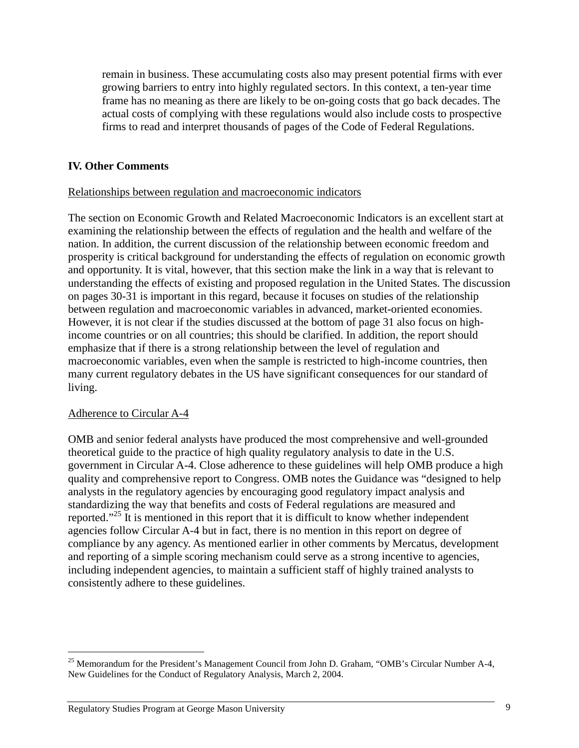remain in business. These accumulating costs also may present potential firms with ever growing barriers to entry into highly regulated sectors. In this context, a ten-year time frame has no meaning as there are likely to be on-going costs that go back decades. The actual costs of complying with these regulations would also include costs to prospective firms to read and interpret thousands of pages of the Code of Federal Regulations.

## IV. Other Comments

Relationships between regulation and macroeconomic indicators

The section on Economic Growth and Related Macroeconomic Indicators is an excellent start at examining the relationship between the effects of regulation and the health and welfare of the nation. In addition, the current discussion of the relationship between economic freedom and prosperity is critical background for understanding the effects of regulation on economic growth and opportunity. It is vital, however, that this section make the link in a way that is relevant to understanding the effects of existing and proposed regulation in the United States. The discussion on pages 30-31 is important in this regard, because it focuses on studies of the relationship between regulation and macroeconomic variables in advanced, market-oriented economies. However, it is not clear if the studies discussed at the bottom of page 31 also focus on high-income countries or on all countries; this should be clarified. In addition, the report should emphasize that if there is a strong relationship between the level of regulation and macroeconomic variables, even when the sample is restricted to high-income countries, then many current regulatory debates in the US have significant consequences for our standard of living.

Adherence to Circular A-4

OMB and senior federal analysts have produced the most comprehensive and well-grounded theoretical guide to the practice of high quality regulatory analysis to date in the U.S. government in Circular A-4. Close adherence to these guidelines will help OMB produce a high quality and comprehensive report to Congress. OMB notes the Guidance was "designed to help analysts in the regulatory agencies by encouraging good regulatory impact analysis and standardizing the way that benefits and costs of Federal regulations are measured and reported."[25] It is mentioned in this report that it is difficult to know whether independent agencies follow Circular A-4 but in fact, there is no mention in this report on degree of compliance by any agency. As mentioned earlier in other comments by Mercatus, development and reporting of a simple scoring mechanism could serve as a strong incentive to agencies, including independent agencies, to maintain a sufficient staff of highly trained analysts to consistently adhere to these guidelines.

---

[25] Memorandum for the President's Management Council from John D. Graham, "OMB's Circular Number A-4, New Guidelines for the Conduct of Regulatory Analysis, March 2, 2004.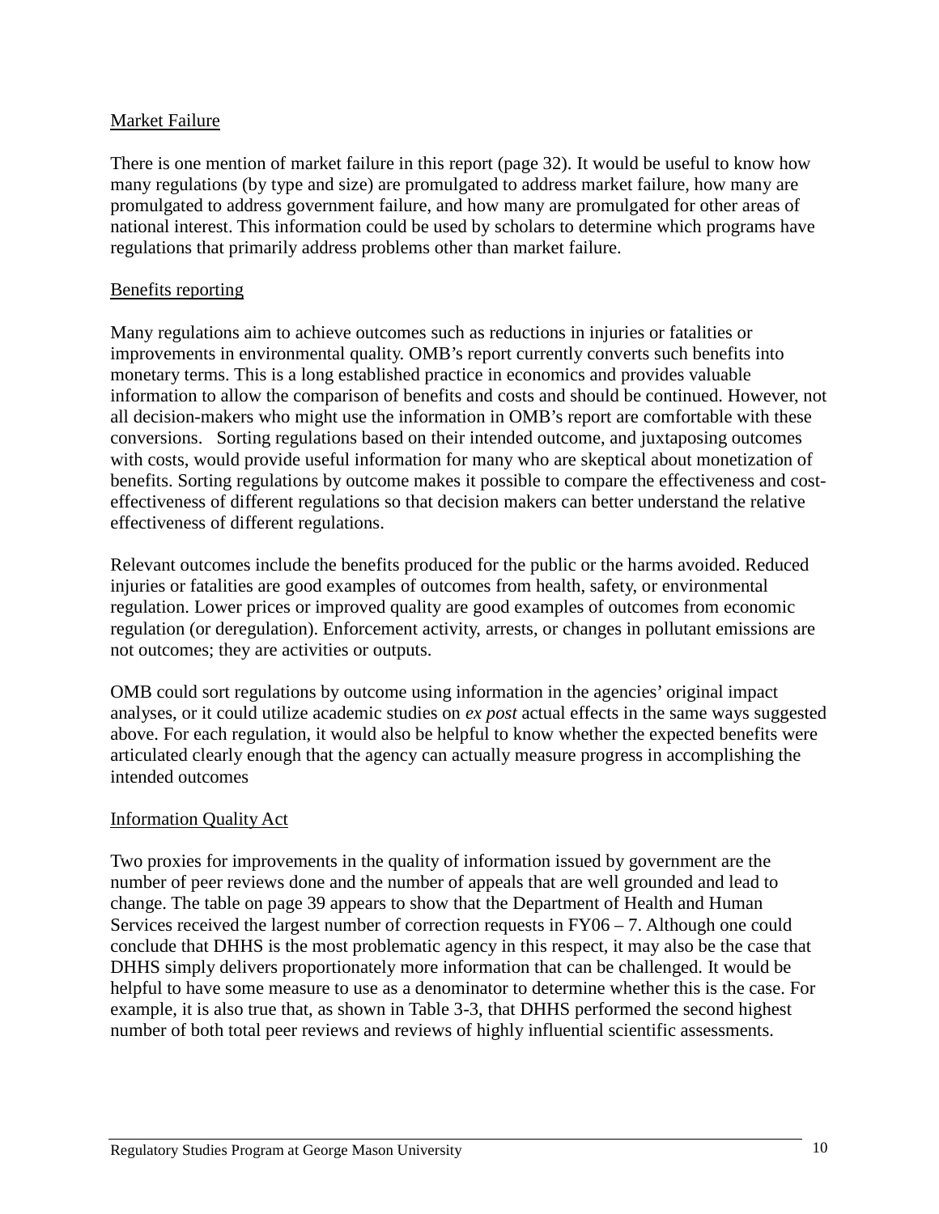Market Failure

There is one mention of market failure in this report (page 32). It would be useful to know how many regulations (by type and size) are promulgated to address market failure, how many are promulgated to address government failure, and how many are promulgated for other areas of national interest. This information could be used by scholars to determine which programs have regulations that primarily address problems other than market failure.

Benefits reporting

Many regulations aim to achieve outcomes such as reductions in injuries or fatalities or improvements in environmental quality. OMB's report currently converts such benefits into monetary terms. This is a long established practice in economics and provides valuable information to allow the comparison of benefits and costs and should be continued. However, not all decision-makers who might use the information in OMB's report are comfortable with these conversions. Sorting regulations based on their intended outcome, and juxtaposing outcomes with costs, would provide useful information for many who are skeptical about monetization of benefits. Sorting regulations by outcome makes it possible to compare the effectiveness and cost-effectiveness of different regulations so that decision makers can better understand the relative effectiveness of different regulations.

Relevant outcomes include the benefits produced for the public or the harms avoided. Reduced injuries or fatalities are good examples of outcomes from health, safety, or environmental regulation. Lower prices or improved quality are good examples of outcomes from economic regulation (or deregulation). Enforcement activity, arrests, or changes in pollutant emissions are not outcomes; they are activities or outputs.

OMB could sort regulations by outcome using information in the agencies' original impact analyses, or it could utilize academic studies on *ex post* actual effects in the same ways suggested above. For each regulation, it would also be helpful to know whether the expected benefits were articulated clearly enough that the agency can actually measure progress in accomplishing the intended outcomes

Information Quality Act

Two proxies for improvements in the quality of information issued by government are the number of peer reviews done and the number of appeals that are well grounded and lead to change. The table on page 39 appears to show that the Department of Health and Human Services received the largest number of correction requests in FY06 – 7. Although one could conclude that DHHS is the most problematic agency in this respect, it may also be the case that DHHS simply delivers proportionately more information that can be challenged. It would be helpful to have some measure to use as a denominator to determine whether this is the case. For example, it is also true that, as shown in Table 3-3, that DHHS performed the second highest number of both total peer reviews and reviews of highly influential scientific assessments.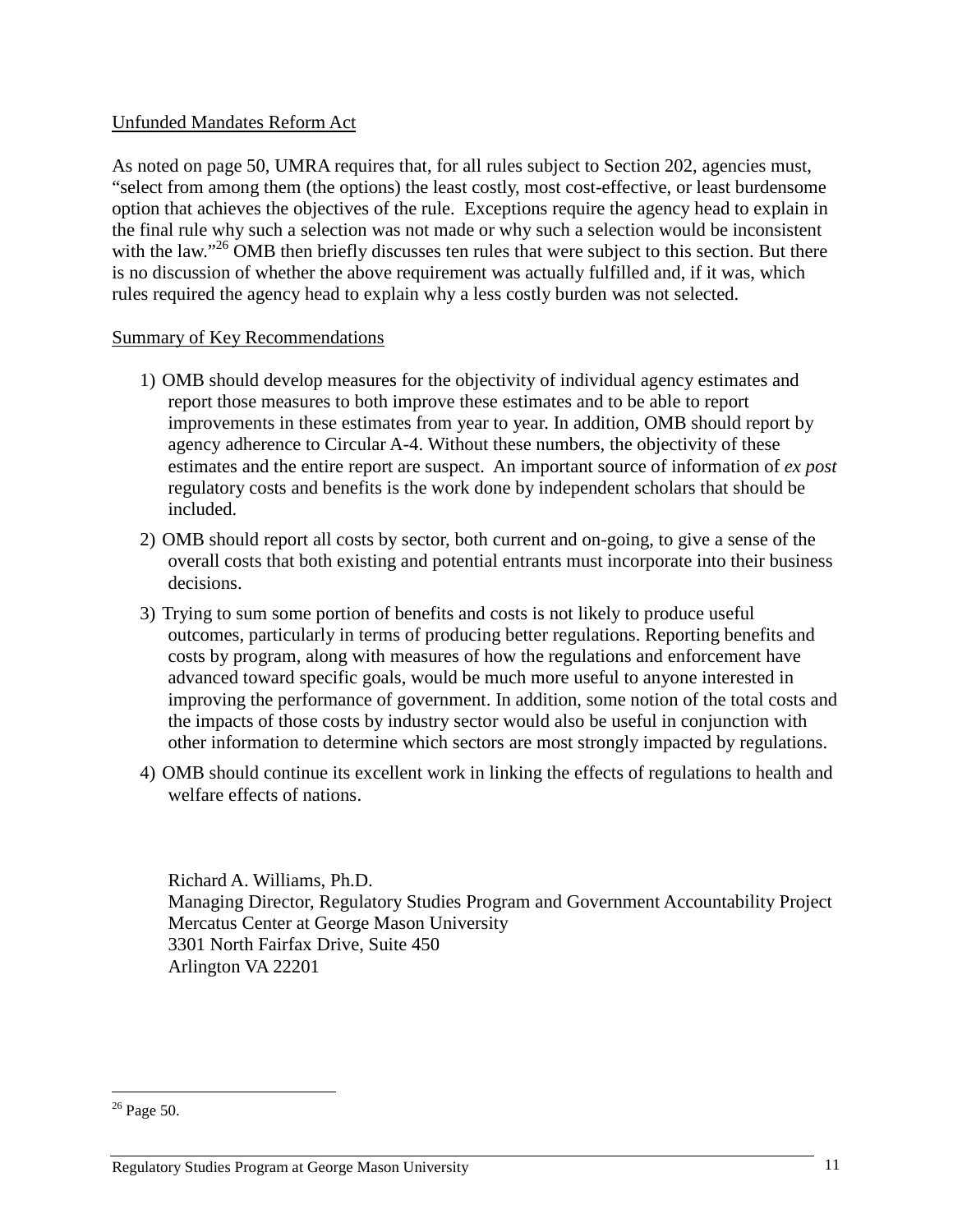Unfunded Mandates Reform Act

As noted on page 50, UMRA requires that, for all rules subject to Section 202, agencies must, "select from among them (the options) the least costly, most cost-effective, or least burdensome option that achieves the objectives of the rule. Exceptions require the agency head to explain in the final rule why such a selection was not made or why such a selection would be inconsistent with the law."[26] OMB then briefly discusses ten rules that were subject to this section. But there is no discussion of whether the above requirement was actually fulfilled and, if it was, which rules required the agency head to explain why a less costly burden was not selected.

Summary of Key Recommendations

1) OMB should develop measures for the objectivity of individual agency estimates and report those measures to both improve these estimates and to be able to report improvements in these estimates from year to year. In addition, OMB should report by agency adherence to Circular A-4. Without these numbers, the objectivity of these estimates and the entire report are suspect. An important source of information of *ex post* regulatory costs and benefits is the work done by independent scholars that should be included.
2) OMB should report all costs by sector, both current and on-going, to give a sense of the overall costs that both existing and potential entrants must incorporate into their business decisions.
3) Trying to sum some portion of benefits and costs is not likely to produce useful outcomes, particularly in terms of producing better regulations. Reporting benefits and costs by program, along with measures of how the regulations and enforcement have advanced toward specific goals, would be much more useful to anyone interested in improving the performance of government. In addition, some notion of the total costs and the impacts of those costs by industry sector would also be useful in conjunction with other information to determine which sectors are most strongly impacted by regulations.
4) OMB should continue its excellent work in linking the effects of regulations to health and welfare effects of nations.

Richard A. Williams, Ph.D.
Managing Director, Regulatory Studies Program and Government Accountability Project
Mercatus Center at George Mason University
3301 North Fairfax Drive, Suite 450
Arlington VA 22201

[26] Page 50.